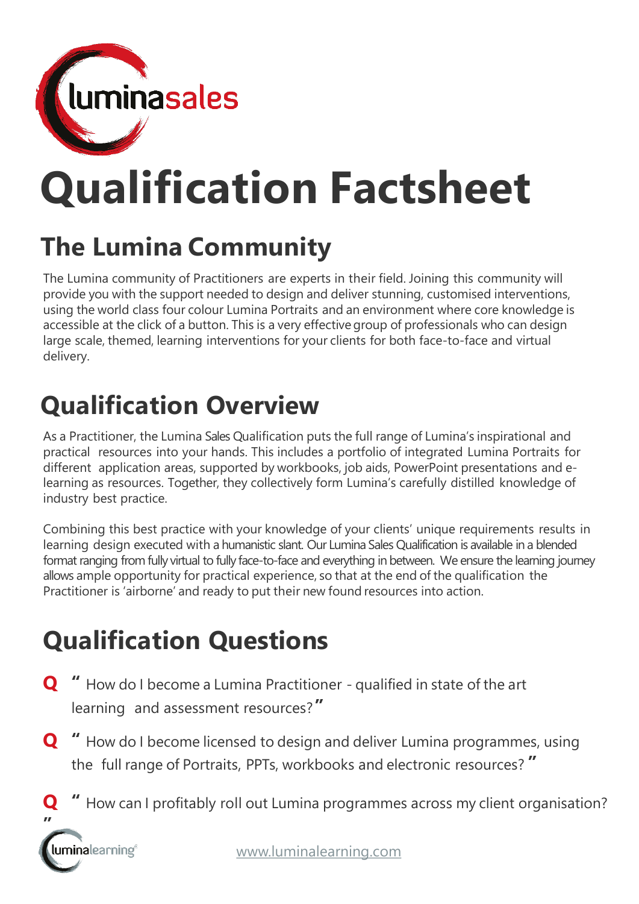luminasales

# Qualification Factsheet

## The Lumina Community

The Lumina community of Practitioners are experts in their field. Joining this community will provide you with the support needed to design and deliver stunning, customised interventions, using the world class four colour Lumina Portraits and an environment where core knowledge is accessible at the click of a button. This is a very effective group of professionals who can design large scale, themed, learning interventions for your clients for both face-to-face and virtual delivery.

## Qualification Overview

As a Practitioner, the Lumina Sales Qualification puts the full range of Lumina's inspirational and practical resources into your hands. This includes a portfolio of integrated Lumina Portraits for different application areas, supported by workbooks, job aids, PowerPoint presentations and e-learning as resources. Together, they collectively form Lumina's carefully distilled knowledge of industry best practice.

Combining this best practice with your knowledge of your clients' unique requirements results in learning design executed with a humanistic slant. Our Lumina Sales Qualification is available in a blended format ranging from fully virtual to fully face-to-face and everything in between. We ensure the learning journey allows ample opportunity for practical experience, so that at the end of the qualification the Practitioner is 'airborne' and ready to put their new found resources into action.

## Qualification Questions

**Q** "How do I become a Lumina Practitioner - qualified in state of the art learning and assessment resources?"

**Q** "How do I become licensed to design and deliver Lumina programmes, using the full range of Portraits, PPTs, workbooks and electronic resources?"

**Q** "How can I profitably roll out Lumina programmes across my client organisation?"

luminalearning

www.luminalearning.com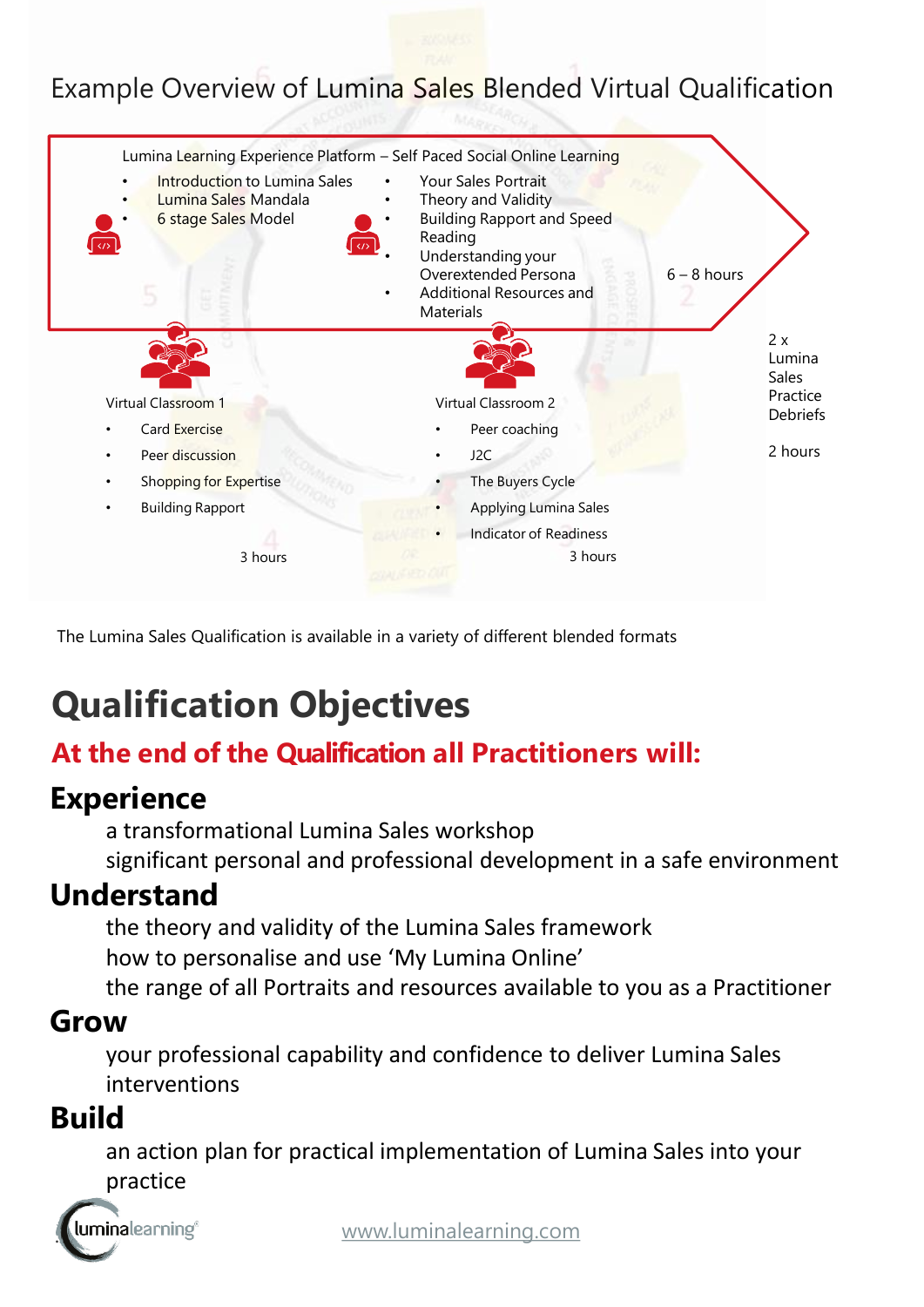# Example Overview of Lumina Sales Blended Virtual Qualification

Lumina Learning Experience Platform – Self Paced Social Online Learning

- Introduction to Lumina Sales
- Lumina Sales Mandala
- 6 stage Sales Model

- Your Sales Portrait
- Theory and Validity
- Building Rapport and Speed Reading
- Understanding your Overextended Persona
- Additional Resources and Materials

6 – 8 hours

Virtual Classroom 1

- Card Exercise
- Peer discussion
- Shopping for Expertise
- Building Rapport

3 hours

Virtual Classroom 2

- Peer coaching
- J2C
- The Buyers Cycle
- Applying Lumina Sales
- Indicator of Readiness

3 hours

2 x Lumina Sales Practice Debriefs

2 hours

The Lumina Sales Qualification is available in a variety of different blended formats

# Qualification Objectives

## At the end of the Qualification all Practitioners will:

### Experience

a transformational Lumina Sales workshop

significant personal and professional development in a safe environment

### Understand

the theory and validity of the Lumina Sales framework

how to personalise and use 'My Lumina Online'

the range of all Portraits and resources available to you as a Practitioner

### Grow

your professional capability and confidence to deliver Lumina Sales interventions

### Build

an action plan for practical implementation of Lumina Sales into your practice

luminalearning

www.luminalearning.com